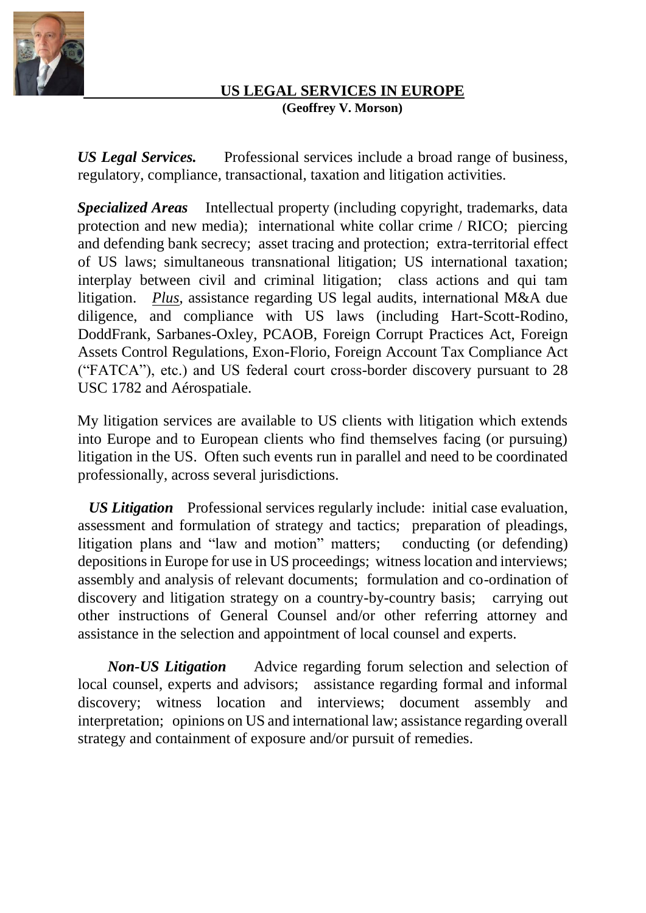# US LEGAL SERVICES IN EUROPE

**(Geoffrey V. Morson)**

***US Legal Services.*** Professional services include a broad range of business, regulatory, compliance, transactional, taxation and litigation activities.

***Specialized Areas*** Intellectual property (including copyright, trademarks, data protection and new media); international white collar crime / RICO; piercing and defending bank secrecy; asset tracing and protection; extra-territorial effect of US laws; simultaneous transnational litigation; US international taxation; interplay between civil and criminal litigation; class actions and qui tam litigation. *Plus*, assistance regarding US legal audits, international M&A due diligence, and compliance with US laws (including Hart-Scott-Rodino, DoddFrank, Sarbanes-Oxley, PCAOB, Foreign Corrupt Practices Act, Foreign Assets Control Regulations, Exon-Florio, Foreign Account Tax Compliance Act ("FATCA"), etc.) and US federal court cross-border discovery pursuant to 28 USC 1782 and Aérospatiale.

My litigation services are available to US clients with litigation which extends into Europe and to European clients who find themselves facing (or pursuing) litigation in the US. Often such events run in parallel and need to be coordinated professionally, across several jurisdictions.

***US Litigation*** Professional services regularly include: initial case evaluation, assessment and formulation of strategy and tactics; preparation of pleadings, litigation plans and "law and motion" matters; conducting (or defending) depositions in Europe for use in US proceedings; witness location and interviews; assembly and analysis of relevant documents; formulation and co-ordination of discovery and litigation strategy on a country-by-country basis; carrying out other instructions of General Counsel and/or other referring attorney and assistance in the selection and appointment of local counsel and experts.

***Non-US Litigation*** Advice regarding forum selection and selection of local counsel, experts and advisors; assistance regarding formal and informal discovery; witness location and interviews; document assembly and interpretation; opinions on US and international law; assistance regarding overall strategy and containment of exposure and/or pursuit of remedies.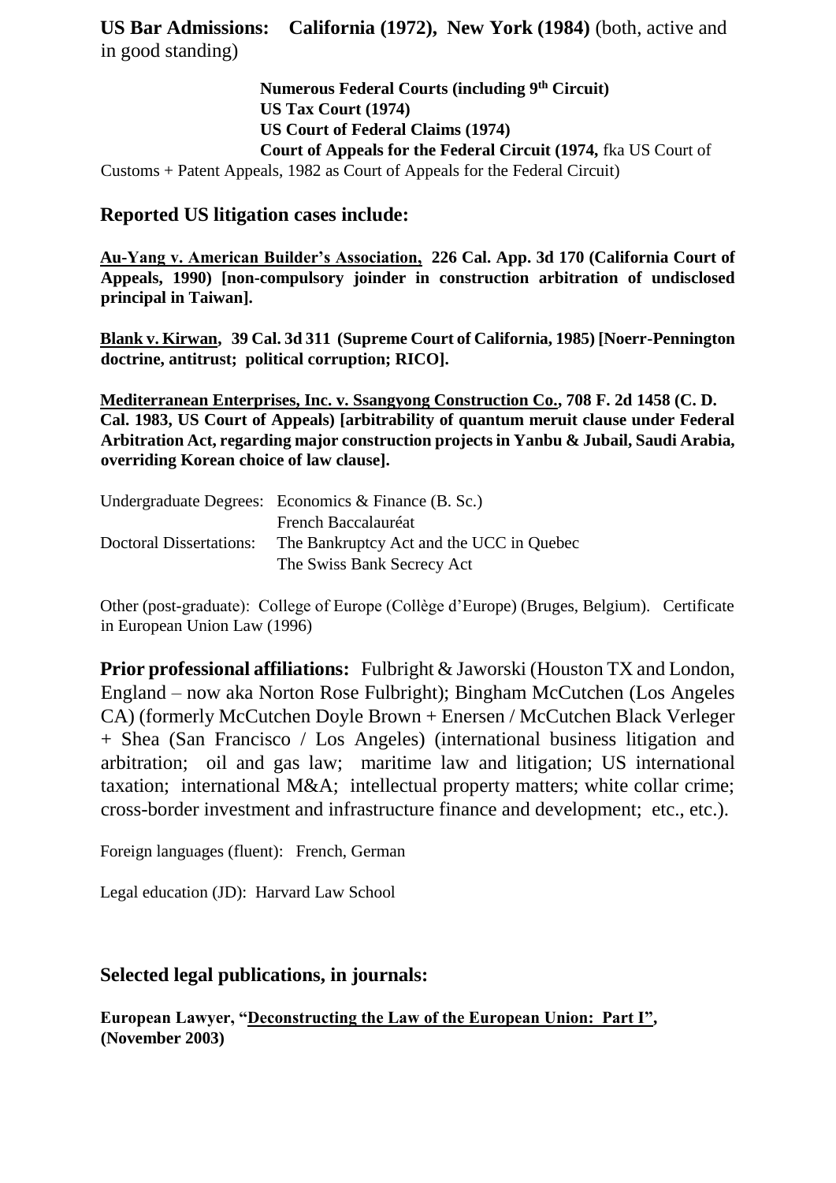**US Bar Admissions: California (1972), New York (1984)** (both, active and in good standing)

**Numerous Federal Courts (including 9th Circuit)**
**US Tax Court (1974)**
**US Court of Federal Claims (1974)**
**Court of Appeals for the Federal Circuit (1974,** fka US Court of Customs + Patent Appeals, 1982 as Court of Appeals for the Federal Circuit)

## Reported US litigation cases include:

**Au-Yang v. American Builder's Association, 226 Cal. App. 3d 170 (California Court of Appeals, 1990) [non-compulsory joinder in construction arbitration of undisclosed principal in Taiwan].**

**Blank v. Kirwan, 39 Cal. 3d 311 (Supreme Court of California, 1985) [Noerr-Pennington doctrine, antitrust; political corruption; RICO].**

**Mediterranean Enterprises, Inc. v. Ssangyong Construction Co., 708 F. 2d 1458 (C. D. Cal. 1983, US Court of Appeals) [arbitrability of quantum meruit clause under Federal Arbitration Act, regarding major construction projects in Yanbu & Jubail, Saudi Arabia, overriding Korean choice of law clause].**

| | |
|---|---|
| Undergraduate Degrees: | Economics & Finance (B. Sc.) |
| | French Baccalauréat |
| Doctoral Dissertations: | The Bankruptcy Act and the UCC in Quebec |
| | The Swiss Bank Secrecy Act |

Other (post-graduate): College of Europe (Collège d'Europe) (Bruges, Belgium). Certificate in European Union Law (1996)

**Prior professional affiliations:** Fulbright & Jaworski (Houston TX and London, England – now aka Norton Rose Fulbright); Bingham McCutchen (Los Angeles CA) (formerly McCutchen Doyle Brown + Enersen / McCutchen Black Verleger + Shea (San Francisco / Los Angeles) (international business litigation and arbitration; oil and gas law; maritime law and litigation; US international taxation; international M&A; intellectual property matters; white collar crime; cross-border investment and infrastructure finance and development; etc., etc.).

Foreign languages (fluent): French, German

Legal education (JD): Harvard Law School

## Selected legal publications, in journals:

**European Lawyer, "Deconstructing the Law of the European Union: Part I", (November 2003)**